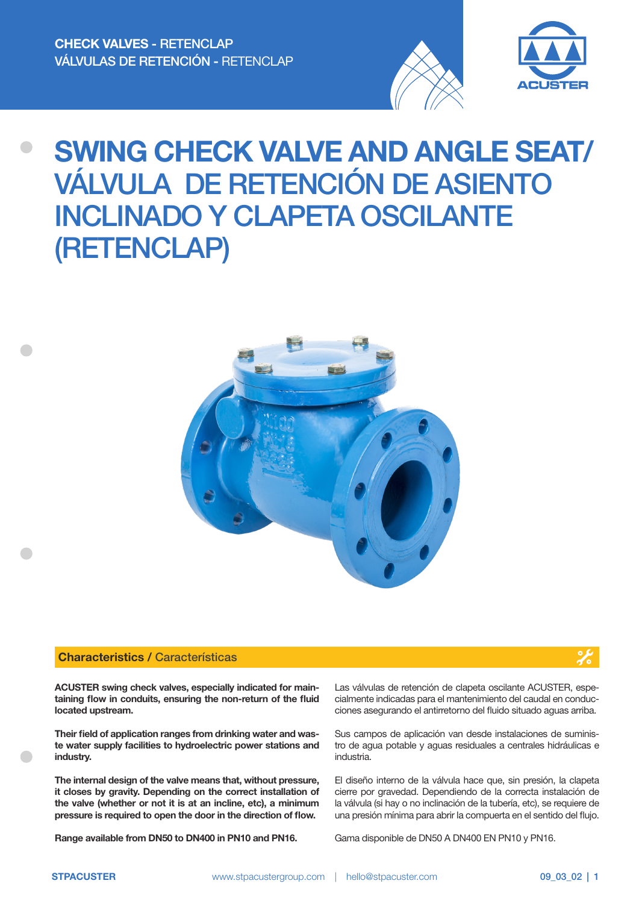**CHECK VALVES** - RETENCLAP
**VÁLVULAS DE RETENCIÓN** - RETENCLAP

# SWING CHECK VALVE AND ANGLE SEAT/ VÁLVULA DE RETENCIÓN DE ASIENTO INCLINADO Y CLAPETA OSCILANTE (RETENCLAP)

## Characteristics / Características

**ACUSTER swing check valves, especially indicated for maintaining flow in conduits, ensuring the non-return of the fluid located upstream.**

**Their field of application ranges from drinking water and waste water supply facilities to hydroelectric power stations and industry.**

**The internal design of the valve means that, without pressure, it closes by gravity. Depending on the correct installation of the valve (whether or not it is at an incline, etc), a minimum pressure is required to open the door in the direction of flow.**

**Range available from DN50 to DN400 in PN10 and PN16.**

Las válvulas de retención de clapeta oscilante ACUSTER, especialmente indicadas para el mantenimiento del caudal en conducciones asegurando el antirretorno del fluido situado aguas arriba.

Sus campos de aplicación van desde instalaciones de suministro de agua potable y aguas residuales a centrales hidráulicas e industria.

El diseño interno de la válvula hace que, sin presión, la clapeta cierre por gravedad. Dependiendo de la correcta instalación de la válvula (si hay o no inclinación de la tubería, etc), se requiere de una presión mínima para abrir la compuerta en el sentido del flujo.

Gama disponible de DN50 A DN400 EN PN10 y PN16.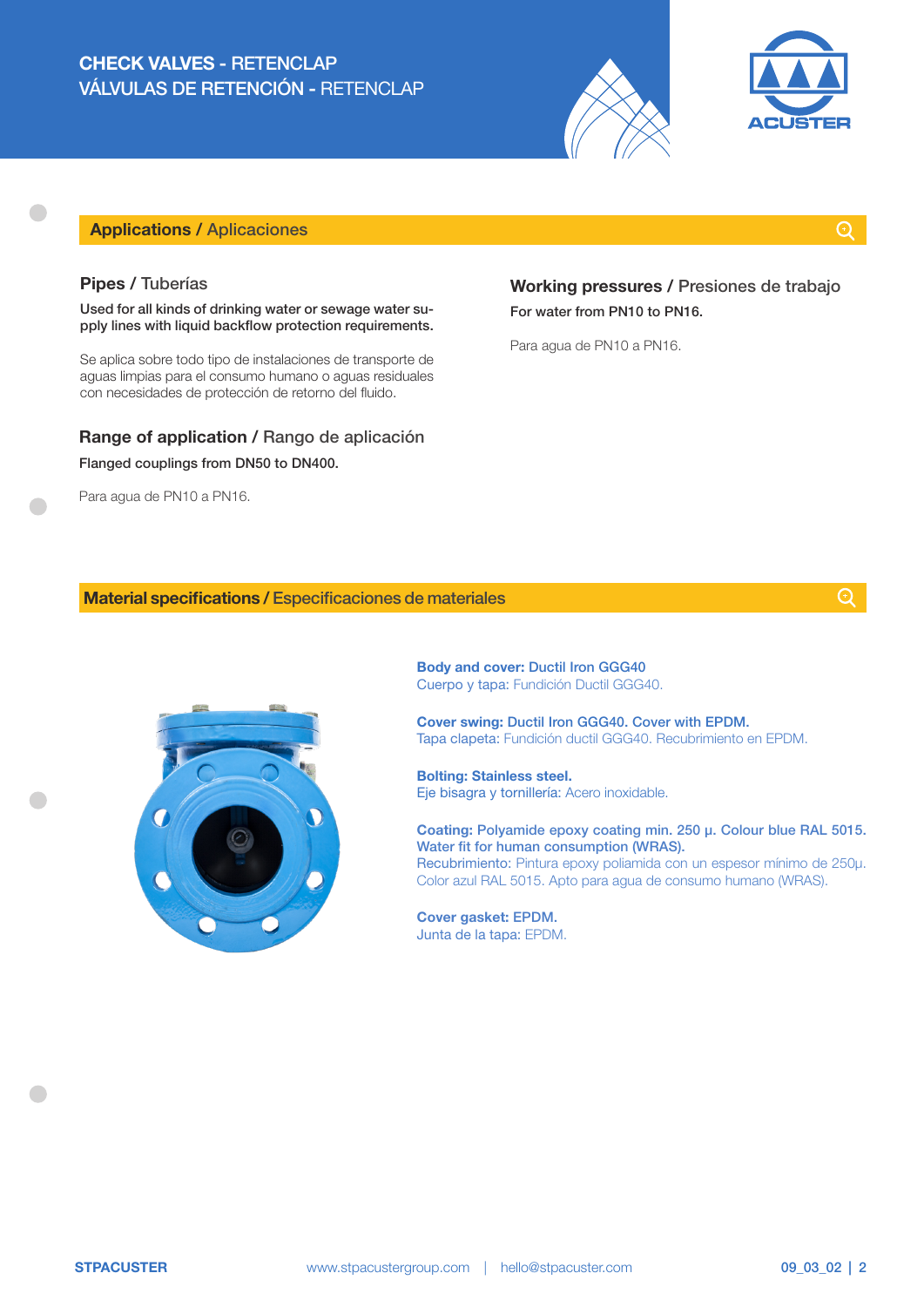# CHECK VALVES - RETENCLAP
# VÁLVULAS DE RETENCIÓN - RETENCLAP

## Applications / Aplicaciones

### Pipes / Tuberías

**Used for all kinds of drinking water or sewage water supply lines with liquid backflow protection requirements.**

Se aplica sobre todo tipo de instalaciones de transporte de aguas limpias para el consumo humano o aguas residuales con necesidades de protección de retorno del fluido.

### Range of application / Rango de aplicación

**Flanged couplings from DN50 to DN400.**

Para agua de PN10 a PN16.

### Working pressures / Presiones de trabajo

**For water from PN10 to PN16.**

Para agua de PN10 a PN16.

## Material specifications / Especificaciones de materiales

**Body and cover: Ductil Iron GGG40**
Cuerpo y tapa: Fundición Ductil GGG40.

**Cover swing: Ductil Iron GGG40. Cover with EPDM.**
Tapa clapeta: Fundición ductil GGG40. Recubrimiento en EPDM.

**Bolting: Stainless steel.**
Eje bisagra y tornillería: Acero inoxidable.

**Coating: Polyamide epoxy coating min. 250 µ. Colour blue RAL 5015. Water fit for human consumption (WRAS).**
Recubrimiento: Pintura epoxy poliamida con un espesor mínimo de 250µ. Color azul RAL 5015. Apto para agua de consumo humano (WRAS).

**Cover gasket: EPDM.**
Junta de la tapa: EPDM.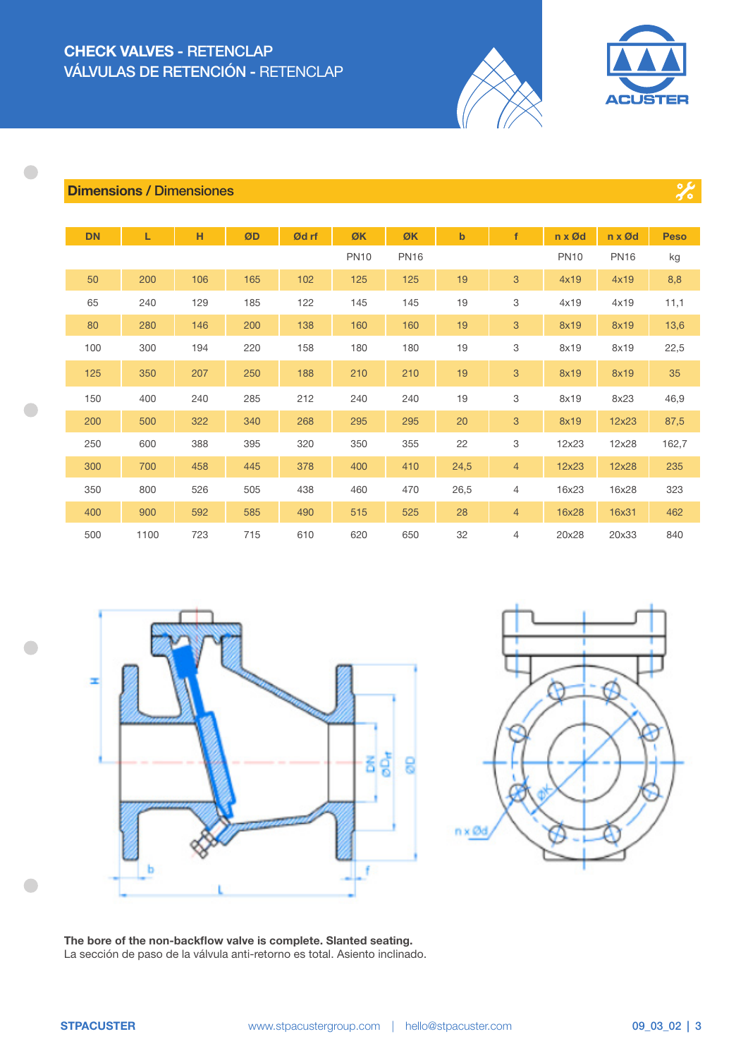## CHECK VALVES - RETENCLAP
## VÁLVULAS DE RETENCIÓN - RETENCLAP

### Dimensions / Dimensiones

| DN | L | H | ØD | Ød rf | ØK | ØK | b | f | n x Ød | n x Ød | Peso |
|---|---|---|---|---|---|---|---|---|---|---|---|
| | | | | | PN10 | PN16 | | | PN10 | PN16 | kg |
| 50 | 200 | 106 | 165 | 102 | 125 | 125 | 19 | 3 | 4x19 | 4x19 | 8,8 |
| 65 | 240 | 129 | 185 | 122 | 145 | 145 | 19 | 3 | 4x19 | 4x19 | 11,1 |
| 80 | 280 | 146 | 200 | 138 | 160 | 160 | 19 | 3 | 8x19 | 8x19 | 13,6 |
| 100 | 300 | 194 | 220 | 158 | 180 | 180 | 19 | 3 | 8x19 | 8x19 | 22,5 |
| 125 | 350 | 207 | 250 | 188 | 210 | 210 | 19 | 3 | 8x19 | 8x19 | 35 |
| 150 | 400 | 240 | 285 | 212 | 240 | 240 | 19 | 3 | 8x19 | 8x23 | 46,9 |
| 200 | 500 | 322 | 340 | 268 | 295 | 295 | 20 | 3 | 8x19 | 12x23 | 87,5 |
| 250 | 600 | 388 | 395 | 320 | 350 | 355 | 22 | 3 | 12x23 | 12x28 | 162,7 |
| 300 | 700 | 458 | 445 | 378 | 400 | 410 | 24,5 | 4 | 12x23 | 12x28 | 235 |
| 350 | 800 | 526 | 505 | 438 | 460 | 470 | 26,5 | 4 | 16x23 | 16x28 | 323 |
| 400 | 900 | 592 | 585 | 490 | 515 | 525 | 28 | 4 | 16x28 | 16x31 | 462 |
| 500 | 1100 | 723 | 715 | 610 | 620 | 650 | 32 | 4 | 20x28 | 20x33 | 840 |

H
DN
ØDrf
ØD
b
f
L
ØK
n x Ød

**The bore of the non-backflow valve is complete. Slanted seating.**
La sección de paso de la válvula anti-retorno es total. Asiento inclinado.

**STPACUSTER** www.stpacustergroup.com | hello@stpacuster.com